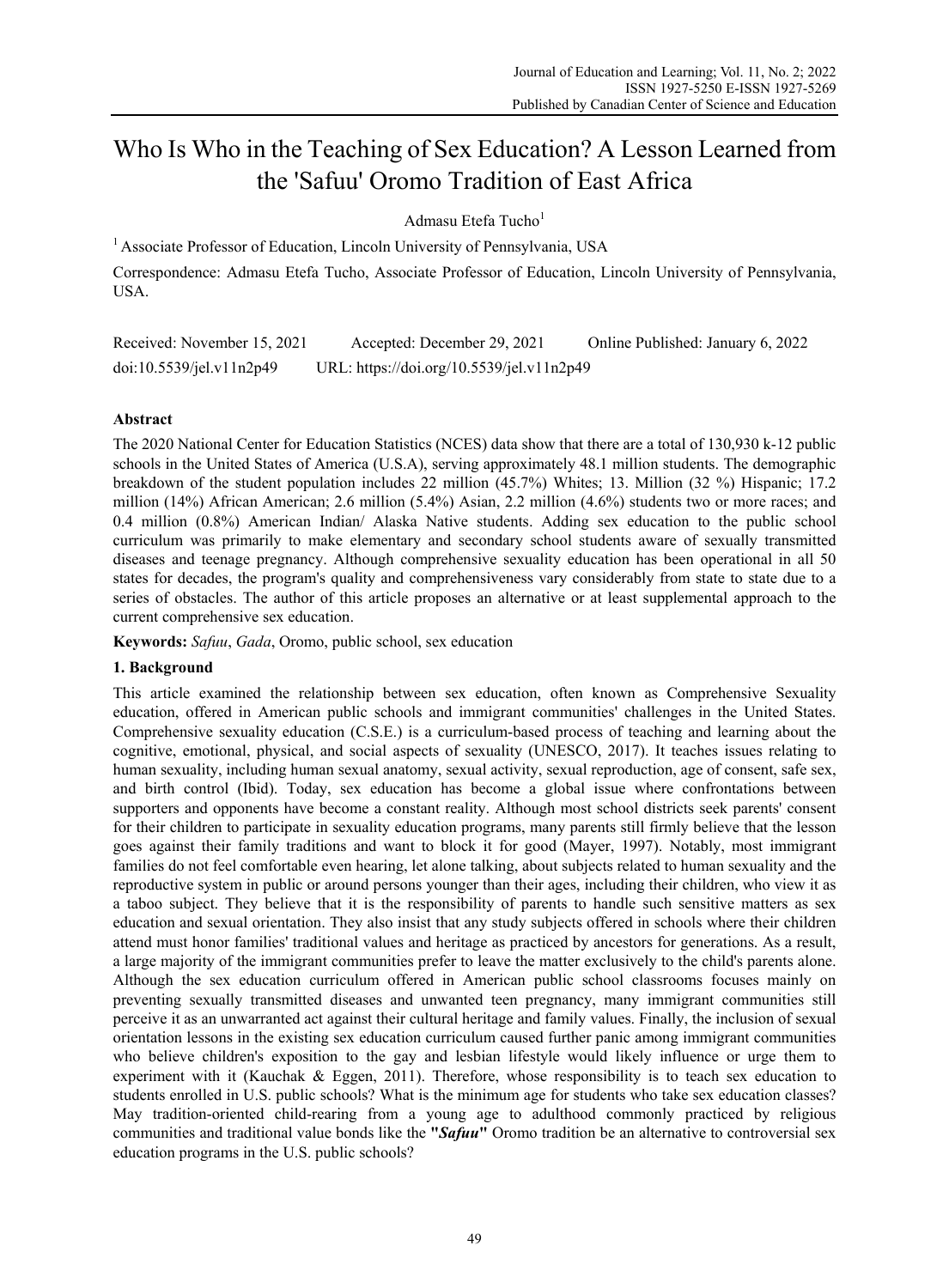# Who Is Who in the Teaching of Sex Education? A Lesson Learned from the 'Safuu' Oromo Tradition of East Africa

Admasu Etefa Tucho[1]

[1] Associate Professor of Education, Lincoln University of Pennsylvania, USA

Correspondence: Admasu Etefa Tucho, Associate Professor of Education, Lincoln University of Pennsylvania, USA.

Received: November 15, 2021 Accepted: December 29, 2021 Online Published: January 6, 2022

doi:10.5539/jel.v11n2p49 URL: https://doi.org/10.5539/jel.v11n2p49

## Abstract

The 2020 National Center for Education Statistics (NCES) data show that there are a total of 130,930 k-12 public schools in the United States of America (U.S.A), serving approximately 48.1 million students. The demographic breakdown of the student population includes 22 million (45.7%) Whites; 13. Million (32 %) Hispanic; 17.2 million (14%) African American; 2.6 million (5.4%) Asian, 2.2 million (4.6%) students two or more races; and 0.4 million (0.8%) American Indian/ Alaska Native students. Adding sex education to the public school curriculum was primarily to make elementary and secondary school students aware of sexually transmitted diseases and teenage pregnancy. Although comprehensive sexuality education has been operational in all 50 states for decades, the program's quality and comprehensiveness vary considerably from state to state due to a series of obstacles. The author of this article proposes an alternative or at least supplemental approach to the current comprehensive sex education.

**Keywords:** *Safuu*, *Gada*, Oromo, public school, sex education

## 1. Background

This article examined the relationship between sex education, often known as Comprehensive Sexuality education, offered in American public schools and immigrant communities' challenges in the United States. Comprehensive sexuality education (C.S.E.) is a curriculum-based process of teaching and learning about the cognitive, emotional, physical, and social aspects of sexuality (UNESCO, 2017). It teaches issues relating to human sexuality, including human sexual anatomy, sexual activity, sexual reproduction, age of consent, safe sex, and birth control (Ibid). Today, sex education has become a global issue where confrontations between supporters and opponents have become a constant reality. Although most school districts seek parents' consent for their children to participate in sexuality education programs, many parents still firmly believe that the lesson goes against their family traditions and want to block it for good (Mayer, 1997). Notably, most immigrant families do not feel comfortable even hearing, let alone talking, about subjects related to human sexuality and the reproductive system in public or around persons younger than their ages, including their children, who view it as a taboo subject. They believe that it is the responsibility of parents to handle such sensitive matters as sex education and sexual orientation. They also insist that any study subjects offered in schools where their children attend must honor families' traditional values and heritage as practiced by ancestors for generations. As a result, a large majority of the immigrant communities prefer to leave the matter exclusively to the child's parents alone. Although the sex education curriculum offered in American public school classrooms focuses mainly on preventing sexually transmitted diseases and unwanted teen pregnancy, many immigrant communities still perceive it as an unwarranted act against their cultural heritage and family values. Finally, the inclusion of sexual orientation lessons in the existing sex education curriculum caused further panic among immigrant communities who believe children's exposition to the gay and lesbian lifestyle would likely influence or urge them to experiment with it (Kauchak & Eggen, 2011). Therefore, whose responsibility is to teach sex education to students enrolled in U.S. public schools? What is the minimum age for students who take sex education classes? May tradition-oriented child-rearing from a young age to adulthood commonly practiced by religious communities and traditional value bonds like the **"*Safuu*"** Oromo tradition be an alternative to controversial sex education programs in the U.S. public schools?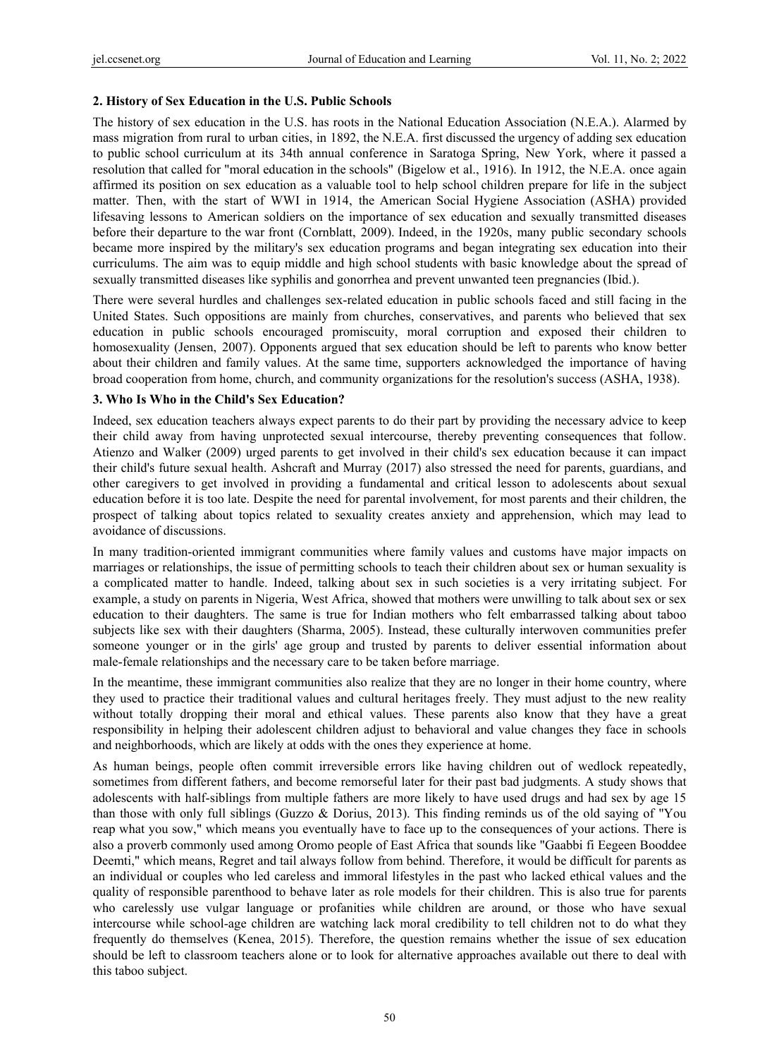## 2. History of Sex Education in the U.S. Public Schools

The history of sex education in the U.S. has roots in the National Education Association (N.E.A.). Alarmed by mass migration from rural to urban cities, in 1892, the N.E.A. first discussed the urgency of adding sex education to public school curriculum at its 34th annual conference in Saratoga Spring, New York, where it passed a resolution that called for "moral education in the schools" (Bigelow et al., 1916). In 1912, the N.E.A. once again affirmed its position on sex education as a valuable tool to help school children prepare for life in the subject matter. Then, with the start of WWI in 1914, the American Social Hygiene Association (ASHA) provided lifesaving lessons to American soldiers on the importance of sex education and sexually transmitted diseases before their departure to the war front (Cornblatt, 2009). Indeed, in the 1920s, many public secondary schools became more inspired by the military's sex education programs and began integrating sex education into their curriculums. The aim was to equip middle and high school students with basic knowledge about the spread of sexually transmitted diseases like syphilis and gonorrhea and prevent unwanted teen pregnancies (Ibid.).

There were several hurdles and challenges sex-related education in public schools faced and still facing in the United States. Such oppositions are mainly from churches, conservatives, and parents who believed that sex education in public schools encouraged promiscuity, moral corruption and exposed their children to homosexuality (Jensen, 2007). Opponents argued that sex education should be left to parents who know better about their children and family values. At the same time, supporters acknowledged the importance of having broad cooperation from home, church, and community organizations for the resolution's success (ASHA, 1938).

## 3. Who Is Who in the Child's Sex Education?

Indeed, sex education teachers always expect parents to do their part by providing the necessary advice to keep their child away from having unprotected sexual intercourse, thereby preventing consequences that follow. Atienzo and Walker (2009) urged parents to get involved in their child's sex education because it can impact their child's future sexual health. Ashcraft and Murray (2017) also stressed the need for parents, guardians, and other caregivers to get involved in providing a fundamental and critical lesson to adolescents about sexual education before it is too late. Despite the need for parental involvement, for most parents and their children, the prospect of talking about topics related to sexuality creates anxiety and apprehension, which may lead to avoidance of discussions.

In many tradition-oriented immigrant communities where family values and customs have major impacts on marriages or relationships, the issue of permitting schools to teach their children about sex or human sexuality is a complicated matter to handle. Indeed, talking about sex in such societies is a very irritating subject. For example, a study on parents in Nigeria, West Africa, showed that mothers were unwilling to talk about sex or sex education to their daughters. The same is true for Indian mothers who felt embarrassed talking about taboo subjects like sex with their daughters (Sharma, 2005). Instead, these culturally interwoven communities prefer someone younger or in the girls' age group and trusted by parents to deliver essential information about male-female relationships and the necessary care to be taken before marriage.

In the meantime, these immigrant communities also realize that they are no longer in their home country, where they used to practice their traditional values and cultural heritages freely. They must adjust to the new reality without totally dropping their moral and ethical values. These parents also know that they have a great responsibility in helping their adolescent children adjust to behavioral and value changes they face in schools and neighborhoods, which are likely at odds with the ones they experience at home.

As human beings, people often commit irreversible errors like having children out of wedlock repeatedly, sometimes from different fathers, and become remorseful later for their past bad judgments. A study shows that adolescents with half-siblings from multiple fathers are more likely to have used drugs and had sex by age 15 than those with only full siblings (Guzzo & Dorius, 2013). This finding reminds us of the old saying of "You reap what you sow," which means you eventually have to face up to the consequences of your actions. There is also a proverb commonly used among Oromo people of East Africa that sounds like "Gaabbi fi Eegeen Booddee Deemti," which means, Regret and tail always follow from behind. Therefore, it would be difficult for parents as an individual or couples who led careless and immoral lifestyles in the past who lacked ethical values and the quality of responsible parenthood to behave later as role models for their children. This is also true for parents who carelessly use vulgar language or profanities while children are around, or those who have sexual intercourse while school-age children are watching lack moral credibility to tell children not to do what they frequently do themselves (Kenea, 2015). Therefore, the question remains whether the issue of sex education should be left to classroom teachers alone or to look for alternative approaches available out there to deal with this taboo subject.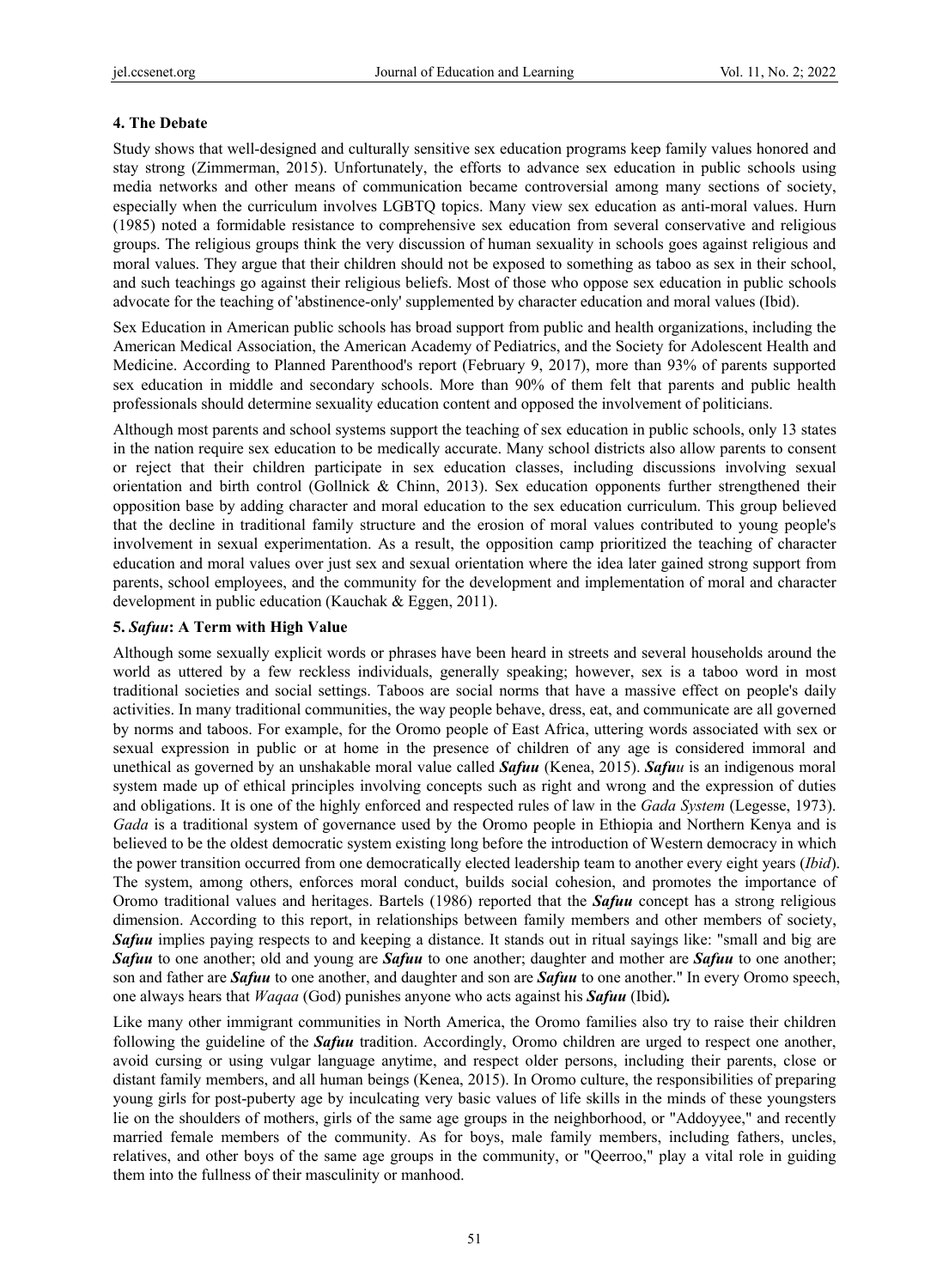## 4. The Debate

Study shows that well-designed and culturally sensitive sex education programs keep family values honored and stay strong (Zimmerman, 2015). Unfortunately, the efforts to advance sex education in public schools using media networks and other means of communication became controversial among many sections of society, especially when the curriculum involves LGBTQ topics. Many view sex education as anti-moral values. Hurn (1985) noted a formidable resistance to comprehensive sex education from several conservative and religious groups. The religious groups think the very discussion of human sexuality in schools goes against religious and moral values. They argue that their children should not be exposed to something as taboo as sex in their school, and such teachings go against their religious beliefs. Most of those who oppose sex education in public schools advocate for the teaching of 'abstinence-only' supplemented by character education and moral values (Ibid).

Sex Education in American public schools has broad support from public and health organizations, including the American Medical Association, the American Academy of Pediatrics, and the Society for Adolescent Health and Medicine. According to Planned Parenthood's report (February 9, 2017), more than 93% of parents supported sex education in middle and secondary schools. More than 90% of them felt that parents and public health professionals should determine sexuality education content and opposed the involvement of politicians.

Although most parents and school systems support the teaching of sex education in public schools, only 13 states in the nation require sex education to be medically accurate. Many school districts also allow parents to consent or reject that their children participate in sex education classes, including discussions involving sexual orientation and birth control (Gollnick & Chinn, 2013). Sex education opponents further strengthened their opposition base by adding character and moral education to the sex education curriculum. This group believed that the decline in traditional family structure and the erosion of moral values contributed to young people's involvement in sexual experimentation. As a result, the opposition camp prioritized the teaching of character education and moral values over just sex and sexual orientation where the idea later gained strong support from parents, school employees, and the community for the development and implementation of moral and character development in public education (Kauchak & Eggen, 2011).

## 5. *Safuu*: A Term with High Value

Although some sexually explicit words or phrases have been heard in streets and several households around the world as uttered by a few reckless individuals, generally speaking; however, sex is a taboo word in most traditional societies and social settings. Taboos are social norms that have a massive effect on people's daily activities. In many traditional communities, the way people behave, dress, eat, and communicate are all governed by norms and taboos. For example, for the Oromo people of East Africa, uttering words associated with sex or sexual expression in public or at home in the presence of children of any age is considered immoral and unethical as governed by an unshakable moral value called ***Safuu*** (Kenea, 2015). ***Safuu*** is an indigenous moral system made up of ethical principles involving concepts such as right and wrong and the expression of duties and obligations. It is one of the highly enforced and respected rules of law in the *Gada System* (Legesse, 1973). *Gada* is a traditional system of governance used by the Oromo people in Ethiopia and Northern Kenya and is believed to be the oldest democratic system existing long before the introduction of Western democracy in which the power transition occurred from one democratically elected leadership team to another every eight years (*Ibid*). The system, among others, enforces moral conduct, builds social cohesion, and promotes the importance of Oromo traditional values and heritages. Bartels (1986) reported that the ***Safuu*** concept has a strong religious dimension. According to this report, in relationships between family members and other members of society, ***Safuu*** implies paying respects to and keeping a distance. It stands out in ritual sayings like: "small and big are ***Safuu*** to one another; old and young are ***Safuu*** to one another; daughter and mother are ***Safuu*** to one another; son and father are ***Safuu*** to one another, and daughter and son are ***Safuu*** to one another." In every Oromo speech, one always hears that *Waqaa* (God) punishes anyone who acts against his ***Safuu*** (Ibid***.***

Like many other immigrant communities in North America, the Oromo families also try to raise their children following the guideline of the ***Safuu*** tradition. Accordingly, Oromo children are urged to respect one another, avoid cursing or using vulgar language anytime, and respect older persons, including their parents, close or distant family members, and all human beings (Kenea, 2015). In Oromo culture, the responsibilities of preparing young girls for post-puberty age by inculcating very basic values of life skills in the minds of these youngsters lie on the shoulders of mothers, girls of the same age groups in the neighborhood, or "Addoyyee," and recently married female members of the community. As for boys, male family members, including fathers, uncles, relatives, and other boys of the same age groups in the community, or "Qeerroo," play a vital role in guiding them into the fullness of their masculinity or manhood.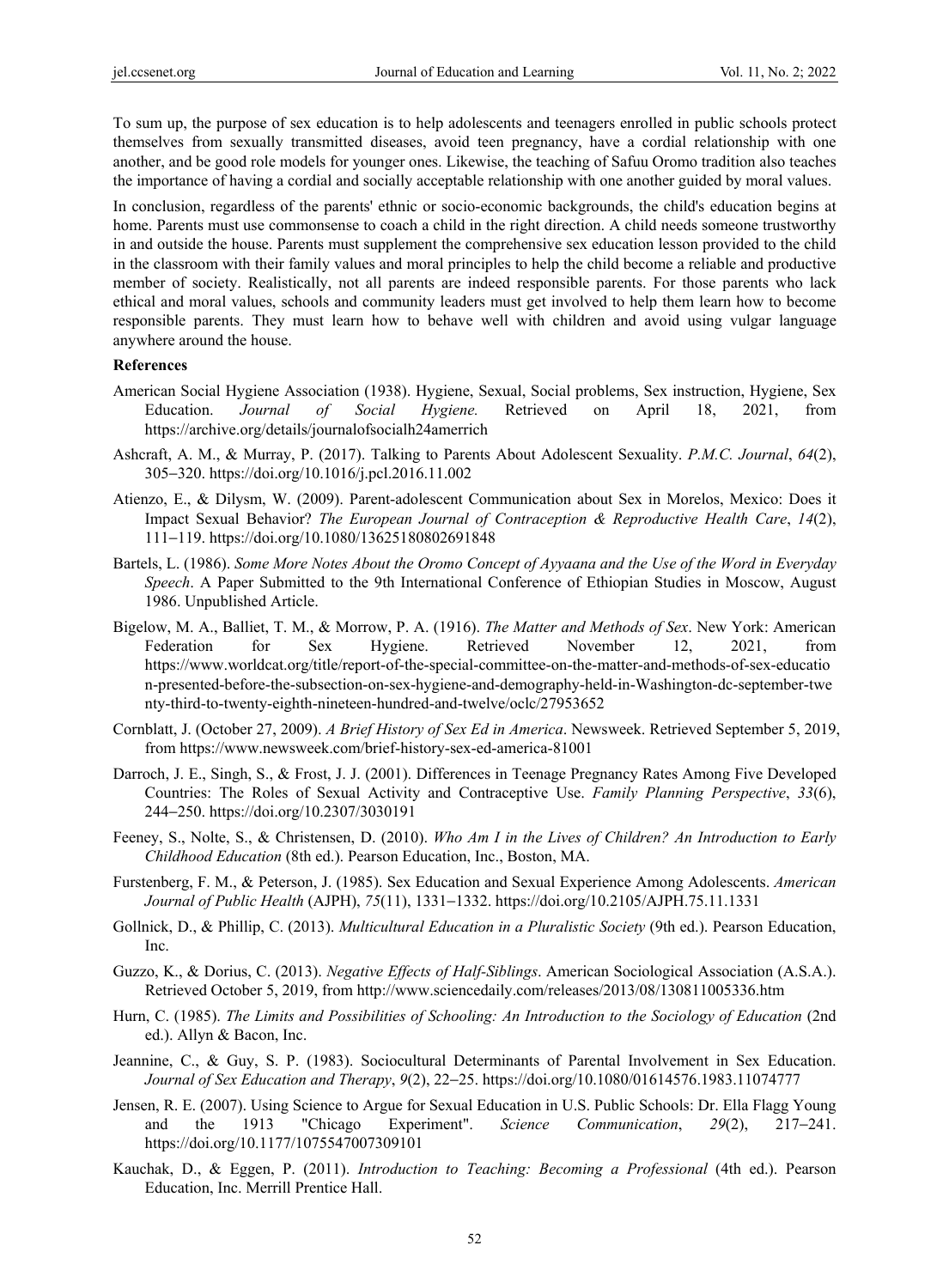To sum up, the purpose of sex education is to help adolescents and teenagers enrolled in public schools protect themselves from sexually transmitted diseases, avoid teen pregnancy, have a cordial relationship with one another, and be good role models for younger ones. Likewise, the teaching of Safuu Oromo tradition also teaches the importance of having a cordial and socially acceptable relationship with one another guided by moral values.

In conclusion, regardless of the parents' ethnic or socio-economic backgrounds, the child's education begins at home. Parents must use commonsense to coach a child in the right direction. A child needs someone trustworthy in and outside the house. Parents must supplement the comprehensive sex education lesson provided to the child in the classroom with their family values and moral principles to help the child become a reliable and productive member of society. Realistically, not all parents are indeed responsible parents. For those parents who lack ethical and moral values, schools and community leaders must get involved to help them learn how to become responsible parents. They must learn how to behave well with children and avoid using vulgar language anywhere around the house.

## References

American Social Hygiene Association (1938). Hygiene, Sexual, Social problems, Sex instruction, Hygiene, Sex Education. *Journal of Social Hygiene.* Retrieved on April 18, 2021, from https://archive.org/details/journalofsocialh24amerrich

Ashcraft, A. M., & Murray, P. (2017). Talking to Parents About Adolescent Sexuality. *P.M.C. Journal*, *64*(2), 305–320. https://doi.org/10.1016/j.pcl.2016.11.002

Atienzo, E., & Dilysm, W. (2009). Parent-adolescent Communication about Sex in Morelos, Mexico: Does it Impact Sexual Behavior? *The European Journal of Contraception & Reproductive Health Care*, *14*(2), 111–119. https://doi.org/10.1080/13625180802691848

Bartels, L. (1986). *Some More Notes About the Oromo Concept of Ayyaana and the Use of the Word in Everyday Speech*. A Paper Submitted to the 9th International Conference of Ethiopian Studies in Moscow, August 1986. Unpublished Article.

Bigelow, M. A., Balliet, T. M., & Morrow, P. A. (1916). *The Matter and Methods of Sex*. New York: American Federation for Sex Hygiene. Retrieved November 12, 2021, from https://www.worldcat.org/title/report-of-the-special-committee-on-the-matter-and-methods-of-sex-education-presented-before-the-subsection-on-sex-hygiene-and-demography-held-in-Washington-dc-september-twenty-third-to-twenty-eighth-nineteen-hundred-and-twelve/oclc/27953652

Cornblatt, J. (October 27, 2009). *A Brief History of Sex Ed in America*. Newsweek. Retrieved September 5, 2019, from https://www.newsweek.com/brief-history-sex-ed-america-81001

Darroch, J. E., Singh, S., & Frost, J. J. (2001). Differences in Teenage Pregnancy Rates Among Five Developed Countries: The Roles of Sexual Activity and Contraceptive Use. *Family Planning Perspective*, *33*(6), 244–250. https://doi.org/10.2307/3030191

Feeney, S., Nolte, S., & Christensen, D. (2010). *Who Am I in the Lives of Children? An Introduction to Early Childhood Education* (8th ed.). Pearson Education, Inc., Boston, MA.

Furstenberg, F. M., & Peterson, J. (1985). Sex Education and Sexual Experience Among Adolescents. *American Journal of Public Health* (AJPH), *75*(11), 1331–1332. https://doi.org/10.2105/AJPH.75.11.1331

Gollnick, D., & Phillip, C. (2013). *Multicultural Education in a Pluralistic Society* (9th ed.). Pearson Education, Inc.

Guzzo, K., & Dorius, C. (2013). *Negative Effects of Half-Siblings*. American Sociological Association (A.S.A.). Retrieved October 5, 2019, from http://www.sciencedaily.com/releases/2013/08/130811005336.htm

Hurn, C. (1985). *The Limits and Possibilities of Schooling: An Introduction to the Sociology of Education* (2nd ed.). Allyn & Bacon, Inc.

Jeannine, C., & Guy, S. P. (1983). Sociocultural Determinants of Parental Involvement in Sex Education. *Journal of Sex Education and Therapy*, *9*(2), 22–25. https://doi.org/10.1080/01614576.1983.11074777

Jensen, R. E. (2007). Using Science to Argue for Sexual Education in U.S. Public Schools: Dr. Ella Flagg Young and the 1913 "Chicago Experiment". *Science Communication*, *29*(2), 217–241. https://doi.org/10.1177/1075547007309101

Kauchak, D., & Eggen, P. (2011). *Introduction to Teaching: Becoming a Professional* (4th ed.). Pearson Education, Inc. Merrill Prentice Hall.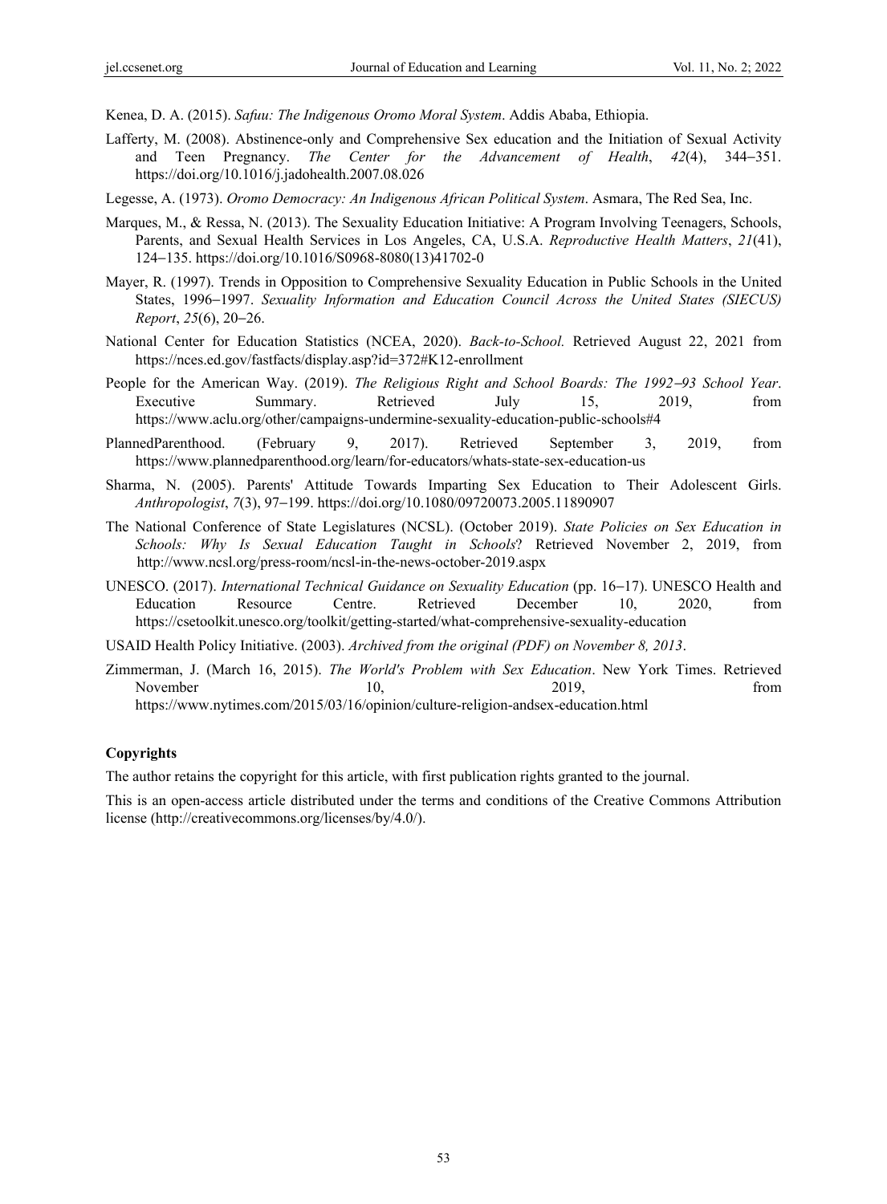Kenea, D. A. (2015). *Safuu: The Indigenous Oromo Moral System*. Addis Ababa, Ethiopia.

Lafferty, M. (2008). Abstinence-only and Comprehensive Sex education and the Initiation of Sexual Activity and Teen Pregnancy. *The Center for the Advancement of Health*, *42*(4), 344–351. https://doi.org/10.1016/j.jadohealth.2007.08.026

Legesse, A. (1973). *Oromo Democracy: An Indigenous African Political System*. Asmara, The Red Sea, Inc.

Marques, M., & Ressa, N. (2013). The Sexuality Education Initiative: A Program Involving Teenagers, Schools, Parents, and Sexual Health Services in Los Angeles, CA, U.S.A. *Reproductive Health Matters*, *21*(41), 124–135. https://doi.org/10.1016/S0968-8080(13)41702-0

Mayer, R. (1997). Trends in Opposition to Comprehensive Sexuality Education in Public Schools in the United States, 1996–1997. *Sexuality Information and Education Council Across the United States (SIECUS) Report*, *25*(6), 20–26.

National Center for Education Statistics (NCEA, 2020). *Back-to-School.* Retrieved August 22, 2021 from https://nces.ed.gov/fastfacts/display.asp?id=372#K12-enrollment

People for the American Way. (2019). *The Religious Right and School Boards: The 1992–93 School Year*. Executive Summary. Retrieved July 15, 2019, from https://www.aclu.org/other/campaigns-undermine-sexuality-education-public-schools#4

PlannedParenthood. (February 9, 2017). Retrieved September 3, 2019, from https://www.plannedparenthood.org/learn/for-educators/whats-state-sex-education-us

Sharma, N. (2005). Parents' Attitude Towards Imparting Sex Education to Their Adolescent Girls. *Anthropologist*, *7*(3), 97–199. https://doi.org/10.1080/09720073.2005.11890907

The National Conference of State Legislatures (NCSL). (October 2019). *State Policies on Sex Education in Schools: Why Is Sexual Education Taught in Schools*? Retrieved November 2, 2019, from http://www.ncsl.org/press-room/ncsl-in-the-news-october-2019.aspx

UNESCO. (2017). *International Technical Guidance on Sexuality Education* (pp. 16–17). UNESCO Health and Education Resource Centre. Retrieved December 10, 2020, from https://csetoolkit.unesco.org/toolkit/getting-started/what-comprehensive-sexuality-education

USAID Health Policy Initiative. (2003). *Archived from the original (PDF) on November 8, 2013*.

Zimmerman, J. (March 16, 2015). *The World's Problem with Sex Education*. New York Times. Retrieved November 10, 2019, from https://www.nytimes.com/2015/03/16/opinion/culture-religion-andsex-education.html

**Copyrights**

The author retains the copyright for this article, with first publication rights granted to the journal.

This is an open-access article distributed under the terms and conditions of the Creative Commons Attribution license (http://creativecommons.org/licenses/by/4.0/).